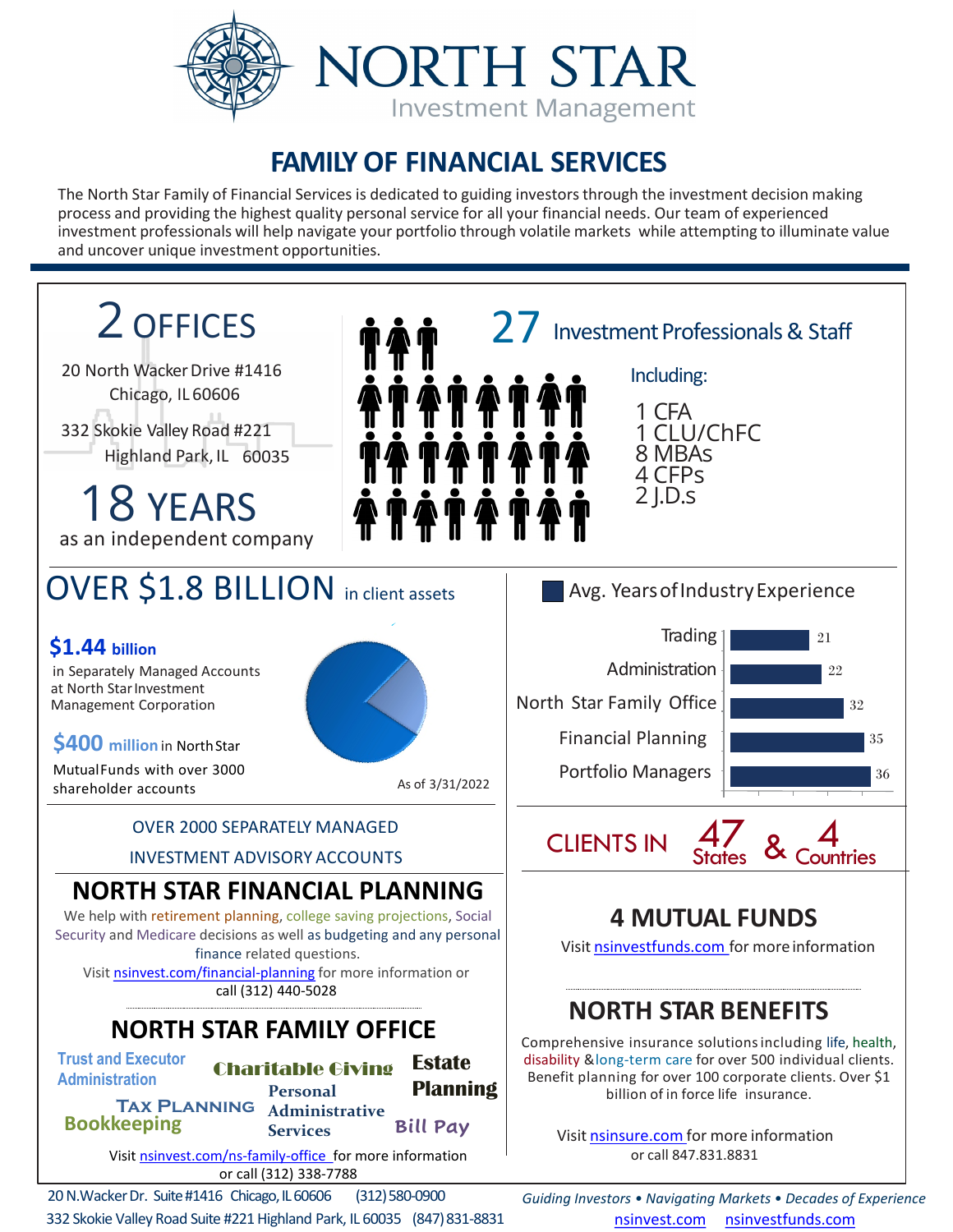# NORTH STAR
Investment Management

## FAMILY OF FINANCIAL SERVICES

The North Star Family of Financial Services is dedicated to guiding investors through the investment decision making process and providing the highest quality personal service for all your financial needs. Our team of experienced investment professionals will help navigate your portfolio through volatile markets while attempting to illuminate value and uncover unique investment opportunities.

### 2 OFFICES

20 North Wacker Drive #1416
Chicago, IL 60606

332 Skokie Valley Road #221
Highland Park, IL 60035

### 18 YEARS
as an independent company

### 27 Investment Professionals & Staff

Including:

- 1 CFA
- 1 CLU/ChFC
- 8 MBAs
- 4 CFPs
- 2 J.D.s

### OVER $1.8 BILLION in client assets

**$1.44 billion** in Separately Managed Accounts at North Star Investment Management Corporation

**$400 million** in North Star Mutual Funds with over 3000 shareholder accounts

As of 3/31/2022

Avg. Years of Industry Experience

Trading 21
Administration 22
North Star Family Office 32
Financial Planning 35
Portfolio Managers 36

OVER 2000 SEPARATELY MANAGED INVESTMENT ADVISORY ACCOUNTS

CLIENTS IN 47 States & 4 Countries

## NORTH STAR FINANCIAL PLANNING

We help with retirement planning, college saving projections, Social Security and Medicare decisions as well as budgeting and any personal finance related questions.

Visit nsinvest.com/financial-planning for more information or call (312) 440-5028

## 4 MUTUAL FUNDS

Visit nsinvestfunds.com for more information

## NORTH STAR FAMILY OFFICE

Trust and Executor Administration
Charitable Giving
Estate Planning
Tax Planning
Personal Administrative Services
Bookkeeping
Bill Pay

Visit nsinvest.com/ns-family-office for more information or call (312) 338-7788

## NORTH STAR BENEFITS

Comprehensive insurance solutions including life, health, disability & long-term care for over 500 individual clients. Benefit planning for over 100 corporate clients. Over $1 billion of in force life insurance.

Visit nsinsure.com for more information or call 847.831.8831

20 N.Wacker Dr. Suite #1416 Chicago, IL 60606 (312) 580-0900
332 Skokie Valley Road Suite #221 Highland Park, IL 60035 (847) 831-8831

*Guiding Investors • Navigating Markets • Decades of Experience*

nsinvest.com nsinvestfunds.com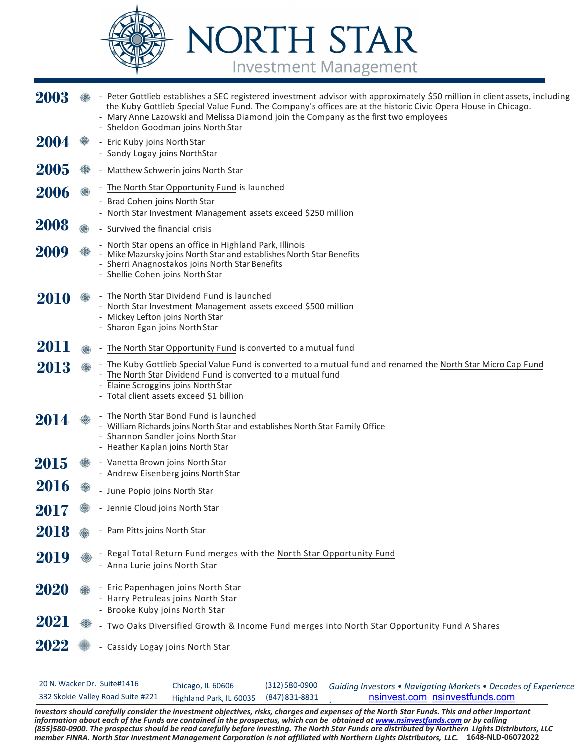# NORTH STAR

Investment Management

**2003**
- Peter Gottlieb establishes a SEC registered investment advisor with approximately $50 million in client assets, including the Kuby Gottlieb Special Value Fund. The Company's offices are at the historic Civic Opera House in Chicago.
- Mary Anne Lazowski and Melissa Diamond join the Company as the first two employees
- Sheldon Goodman joins North Star

**2004**
- Eric Kuby joins North Star
- Sandy Logay joins NorthStar

**2005**
- Matthew Schwerin joins North Star

**2006**
- The North Star Opportunity Fund is launched
- Brad Cohen joins North Star
- North Star Investment Management assets exceed $250 million

**2008**
- Survived the financial crisis

**2009**
- North Star opens an office in Highland Park, Illinois
- Mike Mazursky joins North Star and establishes North Star Benefits
- Sherri Anagnostakos joins North Star Benefits
- Shellie Cohen joins North Star

**2010**
- The North Star Dividend Fund is launched
- North Star Investment Management assets exceed $500 million
- Mickey Lefton joins North Star
- Sharon Egan joins North Star

**2011**
- The North Star Opportunity Fund is converted to a mutual fund

**2013**
- The Kuby Gottlieb Special Value Fund is converted to a mutual fund and renamed the North Star Micro Cap Fund
- The North Star Dividend Fund is converted to a mutual fund
- Elaine Scroggins joins North Star
- Total client assets exceed $1 billion

**2014**
- The North Star Bond Fund is launched
- William Richards joins North Star and establishes North Star Family Office
- Shannon Sandler joins North Star
- Heather Kaplan joins North Star

**2015**
- Vanetta Brown joins North Star
- Andrew Eisenberg joins North Star

**2016**
- June Popio joins North Star

**2017**
- Jennie Cloud joins North Star

**2018**
- Pam Pitts joins North Star

**2019**
- Regal Total Return Fund merges with the North Star Opportunity Fund
- Anna Lurie joins North Star

**2020**
- Eric Papenhagen joins North Star
- Harry Petruleas joins North Star
- Brooke Kuby joins North Star

**2021**
- Two Oaks Diversified Growth & Income Fund merges into North Star Opportunity Fund A Shares

**2022**
- Cassidy Logay joins North Star

20 N. Wacker Dr. Suite#1416, Chicago, IL 60606 (312) 580-0900
332 Skokie Valley Road Suite #221, Highland Park, IL 60035 (847) 831-8831

*Guiding Investors • Navigating Markets • Decades of Experience*
nsinvest.com nsinvestfunds.com

***Investors should carefully consider the investment objectives, risks, charges and expenses of the North Star Funds. This and other important information about each of the Funds are contained in the prospectus, which can be obtained at www.nsinvestfunds.com or by calling (855)580-0900. The prospectus should be read carefully before investing. The North Star Funds are distributed by Northern Lights Distributors, LLC member FINRA. North Star Investment Management Corporation is not affiliated with Northern Lights Distributors, LLC.*** **1648-NLD-06072022**